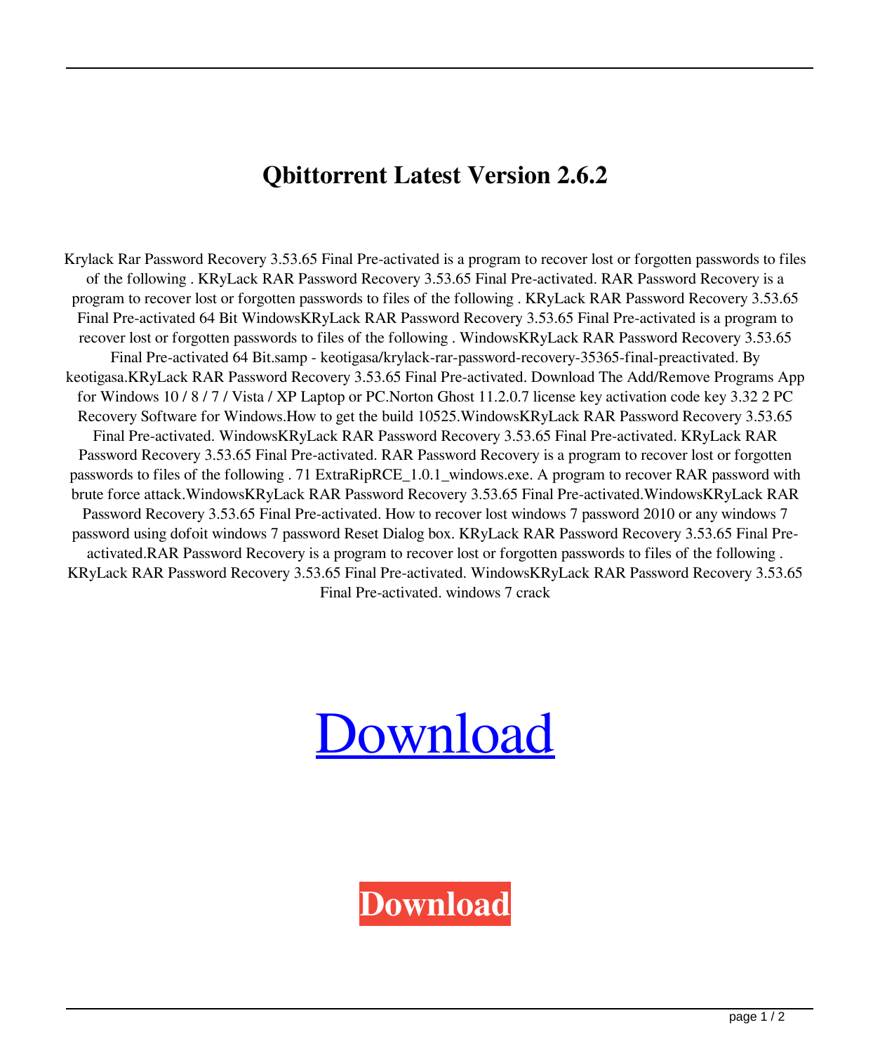# Qbittorrent Latest Version 2.6.2

Krylack Rar Password Recovery 3.53.65 Final Pre-activated is a program to recover lost or forgotten passwords to files of the following . KRyLack RAR Password Recovery 3.53.65 Final Pre-activated. RAR Password Recovery is a program to recover lost or forgotten passwords to files of the following . KRyLack RAR Password Recovery 3.53.65 Final Pre-activated 64 Bit WindowsKRyLack RAR Password Recovery 3.53.65 Final Pre-activated is a program to recover lost or forgotten passwords to files of the following . WindowsKRyLack RAR Password Recovery 3.53.65 Final Pre-activated 64 Bit.samp - keotigasa/krylack-rar-password-recovery-35365-final-preactivated. By keotigasa.KRyLack RAR Password Recovery 3.53.65 Final Pre-activated. Download The Add/Remove Programs App for Windows 10 / 8 / 7 / Vista / XP Laptop or PC.Norton Ghost 11.2.0.7 license key activation code key 3.32 2 PC Recovery Software for Windows.How to get the build 10525.WindowsKRyLack RAR Password Recovery 3.53.65 Final Pre-activated. WindowsKRyLack RAR Password Recovery 3.53.65 Final Pre-activated. KRyLack RAR Password Recovery 3.53.65 Final Pre-activated. RAR Password Recovery is a program to recover lost or forgotten passwords to files of the following . 71 ExtraRipRCE_1.0.1_windows.exe. A program to recover RAR password with brute force attack.WindowsKRyLack RAR Password Recovery 3.53.65 Final Pre-activated.WindowsKRyLack RAR Password Recovery 3.53.65 Final Pre-activated. How to recover lost windows 7 password 2010 or any windows 7 password using dofoit windows 7 password Reset Dialog box. KRyLack RAR Password Recovery 3.53.65 Final Pre-activated.RAR Password Recovery is a program to recover lost or forgotten passwords to files of the following . KRyLack RAR Password Recovery 3.53.65 Final Pre-activated. WindowsKRyLack RAR Password Recovery 3.53.65 Final Pre-activated. windows 7 crack

Download

**Download**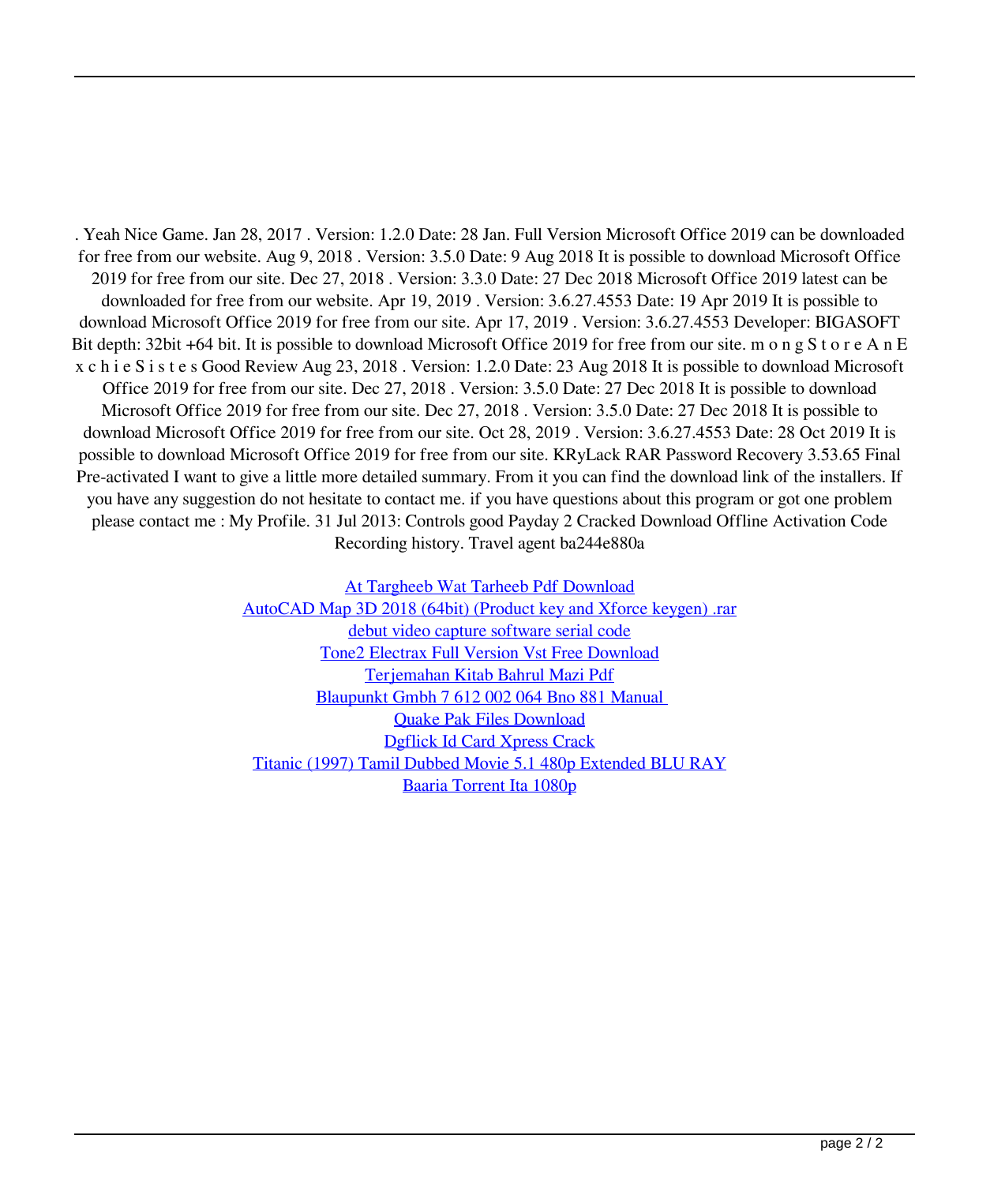. Yeah Nice Game. Jan 28, 2017 . Version: 1.2.0 Date: 28 Jan. Full Version Microsoft Office 2019 can be downloaded for free from our website. Aug 9, 2018 . Version: 3.5.0 Date: 9 Aug 2018 It is possible to download Microsoft Office 2019 for free from our site. Dec 27, 2018 . Version: 3.3.0 Date: 27 Dec 2018 Microsoft Office 2019 latest can be downloaded for free from our website. Apr 19, 2019 . Version: 3.6.27.4553 Date: 19 Apr 2019 It is possible to download Microsoft Office 2019 for free from our site. Apr 17, 2019 . Version: 3.6.27.4553 Developer: BIGASOFT Bit depth: 32bit +64 bit. It is possible to download Microsoft Office 2019 for free from our site. m o n g S t o r e A n E x c h i e S i s t e s Good Review Aug 23, 2018 . Version: 1.2.0 Date: 23 Aug 2018 It is possible to download Microsoft Office 2019 for free from our site. Dec 27, 2018 . Version: 3.5.0 Date: 27 Dec 2018 It is possible to download Microsoft Office 2019 for free from our site. Dec 27, 2018 . Version: 3.5.0 Date: 27 Dec 2018 It is possible to download Microsoft Office 2019 for free from our site. Oct 28, 2019 . Version: 3.6.27.4553 Date: 28 Oct 2019 It is possible to download Microsoft Office 2019 for free from our site. KRyLack RAR Password Recovery 3.53.65 Final Pre-activated I want to give a little more detailed summary. From it you can find the download link of the installers. If you have any suggestion do not hesitate to contact me. if you have questions about this program or got one problem please contact me : My Profile. 31 Jul 2013: Controls good Payday 2 Cracked Download Offline Activation Code Recording history. Travel agent ba244e880a

At Targheeb Wat Tarheeb Pdf Download
AutoCAD Map 3D 2018 (64bit) (Product key and Xforce keygen) .rar
debut video capture software serial code
Tone2 Electrax Full Version Vst Free Download
Terjemahan Kitab Bahrul Mazi Pdf
Blaupunkt Gmbh 7 612 002 064 Bno 881 Manual
Quake Pak Files Download
Dgflick Id Card Xpress Crack
Titanic (1997) Tamil Dubbed Movie 5.1 480p Extended BLU RAY
Baaria Torrent Ita 1080p